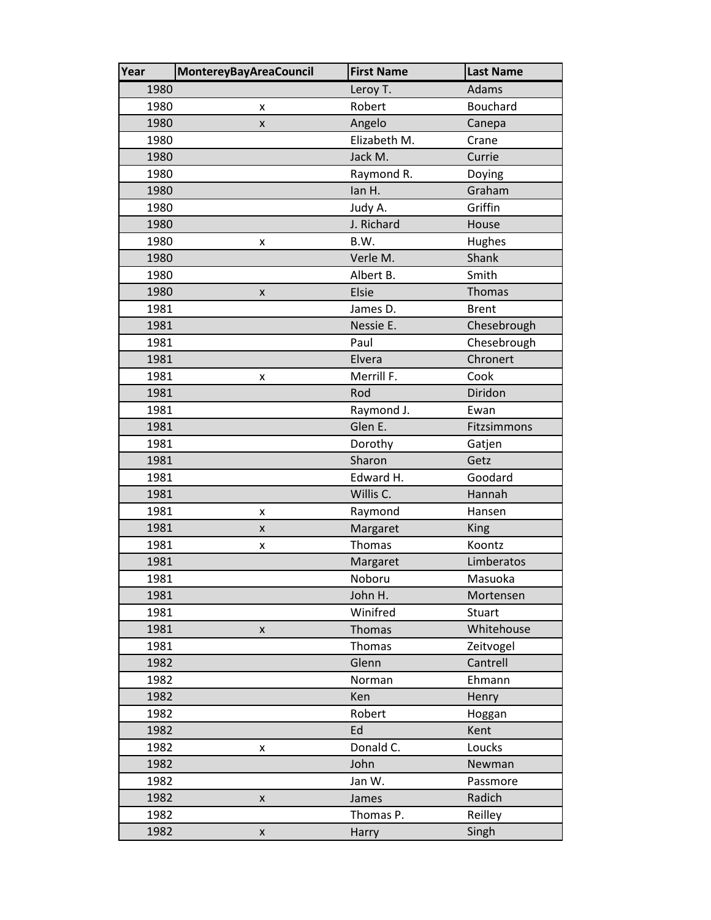| Year | MontereyBayAreaCouncil | First Name | Last Name |
|---|---|---|---|
| 1980 | | Leroy T. | Adams |
| 1980 | x | Robert | Bouchard |
| 1980 | x | Angelo | Canepa |
| 1980 | | Elizabeth M. | Crane |
| 1980 | | Jack M. | Currie |
| 1980 | | Raymond R. | Doying |
| 1980 | | Ian H. | Graham |
| 1980 | | Judy A. | Griffin |
| 1980 | | J. Richard | House |
| 1980 | x | B.W. | Hughes |
| 1980 | | Verle M. | Shank |
| 1980 | | Albert B. | Smith |
| 1980 | x | Elsie | Thomas |
| 1981 | | James D. | Brent |
| 1981 | | Nessie E. | Chesebrough |
| 1981 | | Paul | Chesebrough |
| 1981 | | Elvera | Chronert |
| 1981 | x | Merrill F. | Cook |
| 1981 | | Rod | Diridon |
| 1981 | | Raymond J. | Ewan |
| 1981 | | Glen E. | Fitzsimmons |
| 1981 | | Dorothy | Gatjen |
| 1981 | | Sharon | Getz |
| 1981 | | Edward H. | Goodard |
| 1981 | | Willis C. | Hannah |
| 1981 | x | Raymond | Hansen |
| 1981 | x | Margaret | King |
| 1981 | x | Thomas | Koontz |
| 1981 | | Margaret | Limberatos |
| 1981 | | Noboru | Masuoka |
| 1981 | | John H. | Mortensen |
| 1981 | | Winifred | Stuart |
| 1981 | x | Thomas | Whitehouse |
| 1981 | | Thomas | Zeitvogel |
| 1982 | | Glenn | Cantrell |
| 1982 | | Norman | Ehmann |
| 1982 | | Ken | Henry |
| 1982 | | Robert | Hoggan |
| 1982 | | Ed | Kent |
| 1982 | x | Donald C. | Loucks |
| 1982 | | John | Newman |
| 1982 | | Jan W. | Passmore |
| 1982 | x | James | Radich |
| 1982 | | Thomas P. | Reilley |
| 1982 | x | Harry | Singh |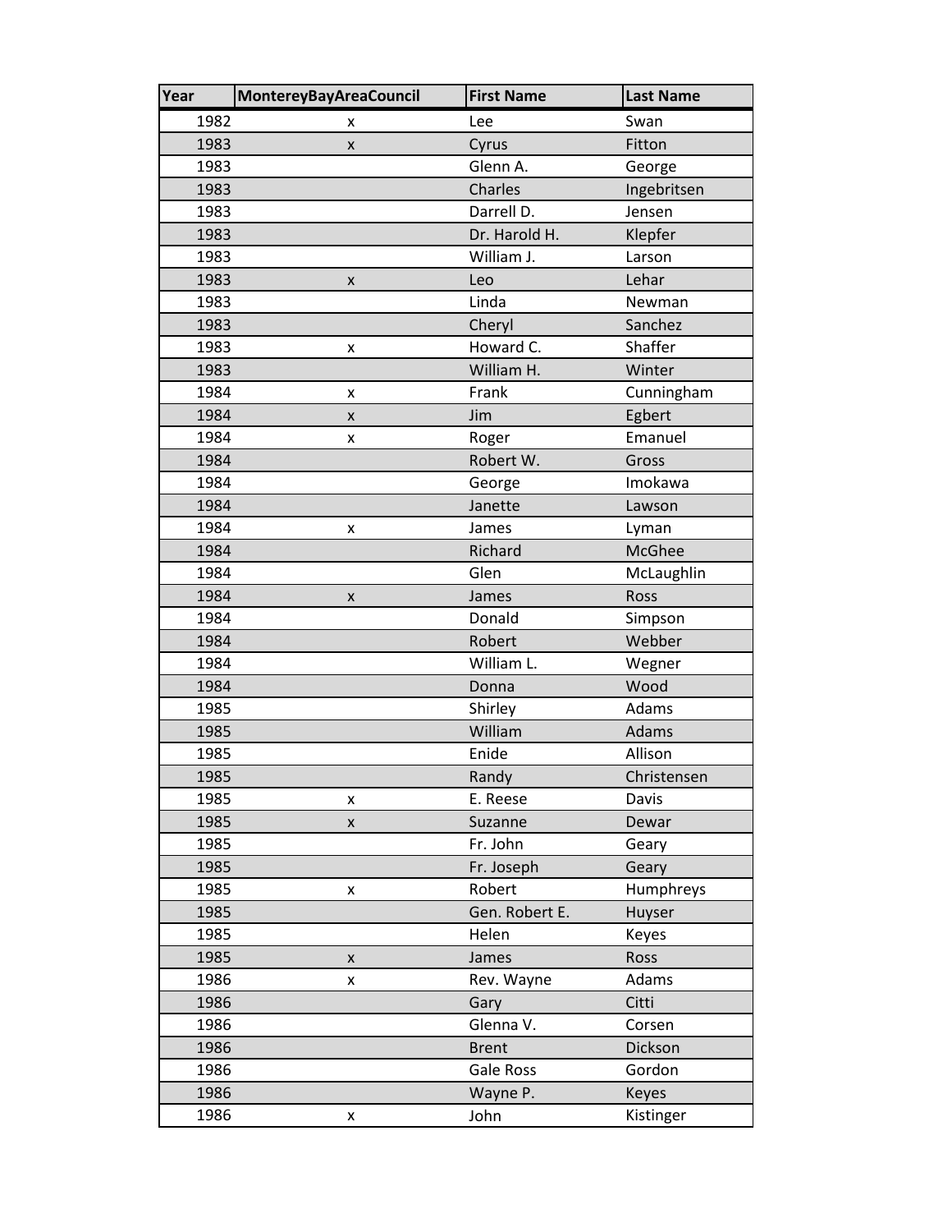| Year | MontereyBayAreaCouncil | First Name | Last Name |
|---|---|---|---|
| 1982 | x | Lee | Swan |
| 1983 | x | Cyrus | Fitton |
| 1983 | | Glenn A. | George |
| 1983 | | Charles | Ingebritsen |
| 1983 | | Darrell D. | Jensen |
| 1983 | | Dr. Harold H. | Klepfer |
| 1983 | | William J. | Larson |
| 1983 | x | Leo | Lehar |
| 1983 | | Linda | Newman |
| 1983 | | Cheryl | Sanchez |
| 1983 | x | Howard C. | Shaffer |
| 1983 | | William H. | Winter |
| 1984 | x | Frank | Cunningham |
| 1984 | x | Jim | Egbert |
| 1984 | x | Roger | Emanuel |
| 1984 | | Robert W. | Gross |
| 1984 | | George | Imokawa |
| 1984 | | Janette | Lawson |
| 1984 | x | James | Lyman |
| 1984 | | Richard | McGhee |
| 1984 | | Glen | McLaughlin |
| 1984 | x | James | Ross |
| 1984 | | Donald | Simpson |
| 1984 | | Robert | Webber |
| 1984 | | William L. | Wegner |
| 1984 | | Donna | Wood |
| 1985 | | Shirley | Adams |
| 1985 | | William | Adams |
| 1985 | | Enide | Allison |
| 1985 | | Randy | Christensen |
| 1985 | x | E. Reese | Davis |
| 1985 | x | Suzanne | Dewar |
| 1985 | | Fr. John | Geary |
| 1985 | | Fr. Joseph | Geary |
| 1985 | x | Robert | Humphreys |
| 1985 | | Gen. Robert E. | Huyser |
| 1985 | | Helen | Keyes |
| 1985 | x | James | Ross |
| 1986 | x | Rev. Wayne | Adams |
| 1986 | | Gary | Citti |
| 1986 | | Glenna V. | Corsen |
| 1986 | | Brent | Dickson |
| 1986 | | Gale Ross | Gordon |
| 1986 | | Wayne P. | Keyes |
| 1986 | x | John | Kistinger |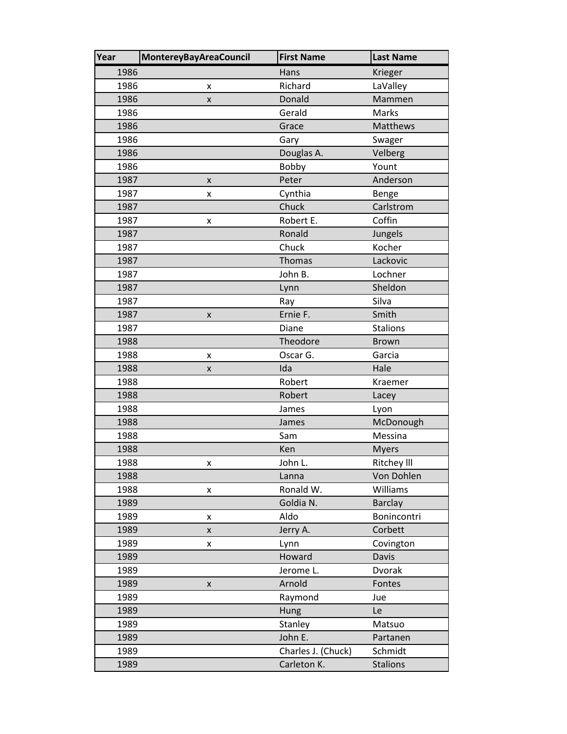| Year | MontereyBayAreaCouncil | First Name | Last Name |
|---|---|---|---|
| 1986 | | Hans | Krieger |
| 1986 | x | Richard | LaValley |
| 1986 | x | Donald | Mammen |
| 1986 | | Gerald | Marks |
| 1986 | | Grace | Matthews |
| 1986 | | Gary | Swager |
| 1986 | | Douglas A. | Velberg |
| 1986 | | Bobby | Yount |
| 1987 | x | Peter | Anderson |
| 1987 | x | Cynthia | Benge |
| 1987 | | Chuck | Carlstrom |
| 1987 | x | Robert E. | Coffin |
| 1987 | | Ronald | Jungels |
| 1987 | | Chuck | Kocher |
| 1987 | | Thomas | Lackovic |
| 1987 | | John B. | Lochner |
| 1987 | | Lynn | Sheldon |
| 1987 | | Ray | Silva |
| 1987 | x | Ernie F. | Smith |
| 1987 | | Diane | Stalions |
| 1988 | | Theodore | Brown |
| 1988 | x | Oscar G. | Garcia |
| 1988 | x | Ida | Hale |
| 1988 | | Robert | Kraemer |
| 1988 | | Robert | Lacey |
| 1988 | | James | Lyon |
| 1988 | | James | McDonough |
| 1988 | | Sam | Messina |
| 1988 | | Ken | Myers |
| 1988 | x | John L. | Ritchey lll |
| 1988 | | Lanna | Von Dohlen |
| 1988 | x | Ronald W. | Williams |
| 1989 | | Goldia N. | Barclay |
| 1989 | x | Aldo | Bonincontri |
| 1989 | x | Jerry A. | Corbett |
| 1989 | x | Lynn | Covington |
| 1989 | | Howard | Davis |
| 1989 | | Jerome L. | Dvorak |
| 1989 | x | Arnold | Fontes |
| 1989 | | Raymond | Jue |
| 1989 | | Hung | Le |
| 1989 | | Stanley | Matsuo |
| 1989 | | John E. | Partanen |
| 1989 | | Charles J. (Chuck) | Schmidt |
| 1989 | | Carleton K. | Stalions |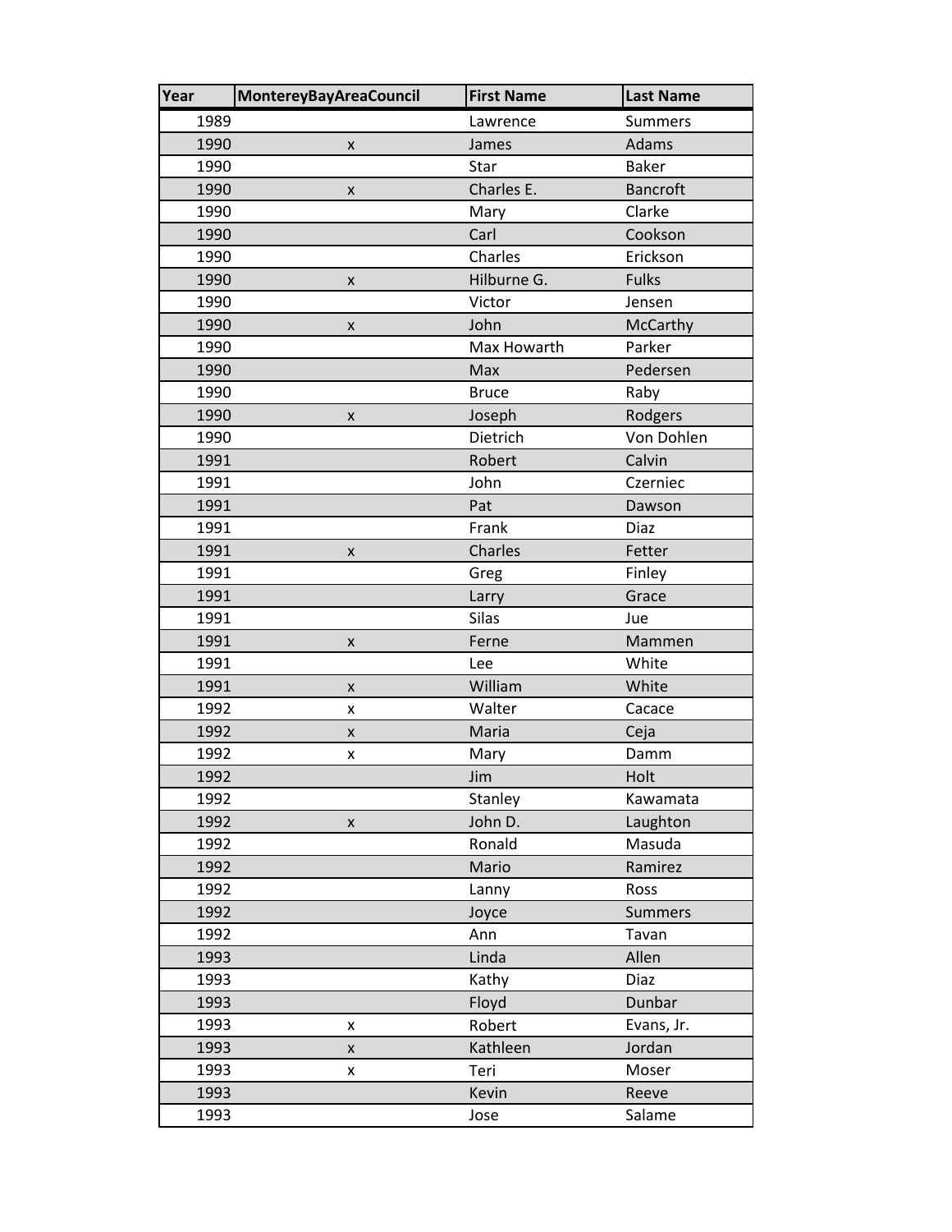| Year | MontereyBayAreaCouncil | First Name | Last Name |
|---|---|---|---|
| 1989 | | Lawrence | Summers |
| 1990 | x | James | Adams |
| 1990 | | Star | Baker |
| 1990 | x | Charles E. | Bancroft |
| 1990 | | Mary | Clarke |
| 1990 | | Carl | Cookson |
| 1990 | | Charles | Erickson |
| 1990 | x | Hilburne G. | Fulks |
| 1990 | | Victor | Jensen |
| 1990 | x | John | McCarthy |
| 1990 | | Max Howarth | Parker |
| 1990 | | Max | Pedersen |
| 1990 | | Bruce | Raby |
| 1990 | x | Joseph | Rodgers |
| 1990 | | Dietrich | Von Dohlen |
| 1991 | | Robert | Calvin |
| 1991 | | John | Czerniec |
| 1991 | | Pat | Dawson |
| 1991 | | Frank | Diaz |
| 1991 | x | Charles | Fetter |
| 1991 | | Greg | Finley |
| 1991 | | Larry | Grace |
| 1991 | | Silas | Jue |
| 1991 | x | Ferne | Mammen |
| 1991 | | Lee | White |
| 1991 | x | William | White |
| 1992 | x | Walter | Cacace |
| 1992 | x | Maria | Ceja |
| 1992 | x | Mary | Damm |
| 1992 | | Jim | Holt |
| 1992 | | Stanley | Kawamata |
| 1992 | x | John D. | Laughton |
| 1992 | | Ronald | Masuda |
| 1992 | | Mario | Ramirez |
| 1992 | | Lanny | Ross |
| 1992 | | Joyce | Summers |
| 1992 | | Ann | Tavan |
| 1993 | | Linda | Allen |
| 1993 | | Kathy | Diaz |
| 1993 | | Floyd | Dunbar |
| 1993 | x | Robert | Evans, Jr. |
| 1993 | x | Kathleen | Jordan |
| 1993 | x | Teri | Moser |
| 1993 | | Kevin | Reeve |
| 1993 | | Jose | Salame |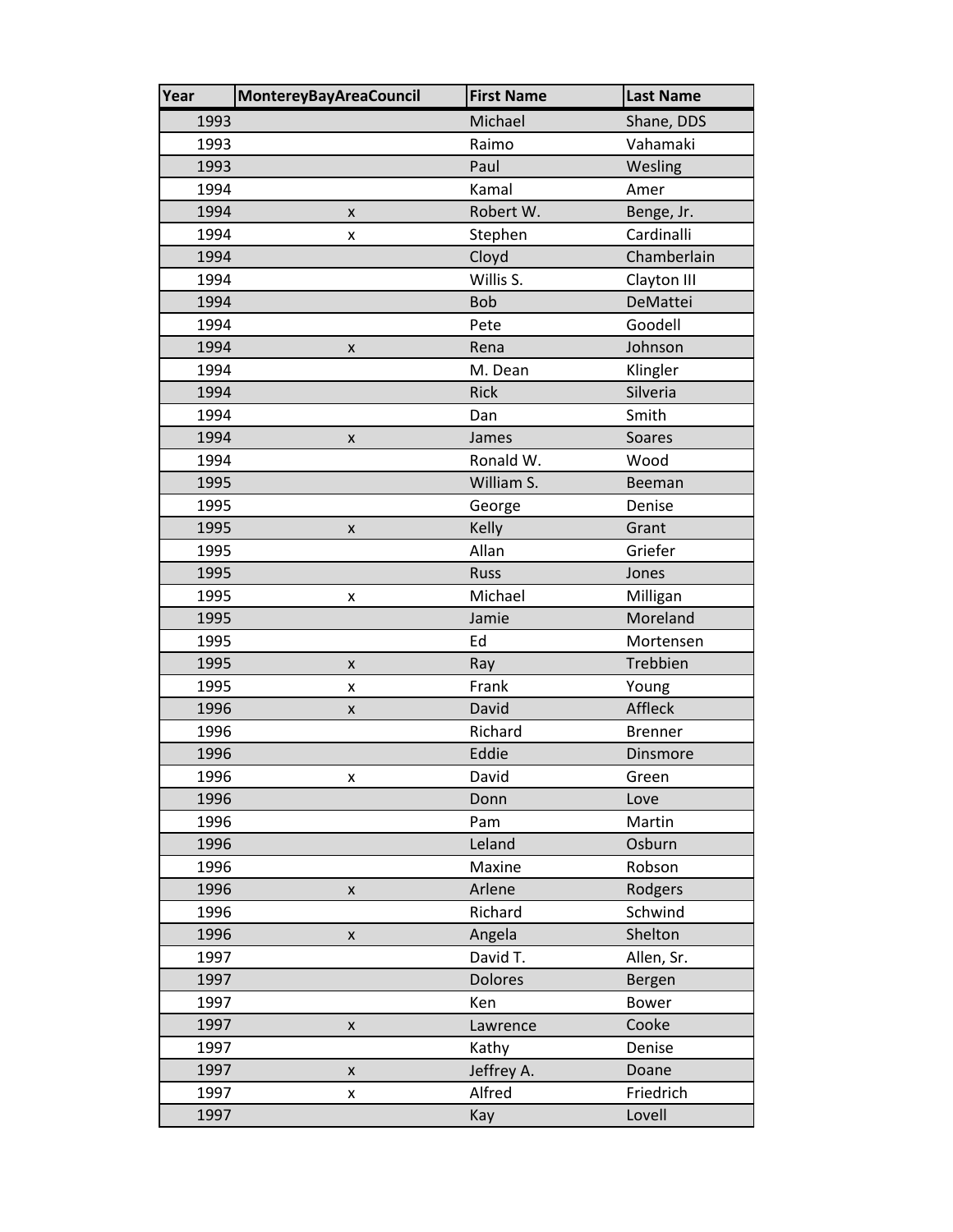| Year | MontereyBayAreaCouncil | First Name | Last Name |
|---|---|---|---|
| 1993 | | Michael | Shane, DDS |
| 1993 | | Raimo | Vahamaki |
| 1993 | | Paul | Wesling |
| 1994 | | Kamal | Amer |
| 1994 | x | Robert W. | Benge, Jr. |
| 1994 | x | Stephen | Cardinalli |
| 1994 | | Cloyd | Chamberlain |
| 1994 | | Willis S. | Clayton III |
| 1994 | | Bob | DeMattei |
| 1994 | | Pete | Goodell |
| 1994 | x | Rena | Johnson |
| 1994 | | M. Dean | Klingler |
| 1994 | | Rick | Silveria |
| 1994 | | Dan | Smith |
| 1994 | x | James | Soares |
| 1994 | | Ronald W. | Wood |
| 1995 | | William S. | Beeman |
| 1995 | | George | Denise |
| 1995 | x | Kelly | Grant |
| 1995 | | Allan | Griefer |
| 1995 | | Russ | Jones |
| 1995 | x | Michael | Milligan |
| 1995 | | Jamie | Moreland |
| 1995 | | Ed | Mortensen |
| 1995 | x | Ray | Trebbien |
| 1995 | x | Frank | Young |
| 1996 | x | David | Affleck |
| 1996 | | Richard | Brenner |
| 1996 | | Eddie | Dinsmore |
| 1996 | x | David | Green |
| 1996 | | Donn | Love |
| 1996 | | Pam | Martin |
| 1996 | | Leland | Osburn |
| 1996 | | Maxine | Robson |
| 1996 | x | Arlene | Rodgers |
| 1996 | | Richard | Schwind |
| 1996 | x | Angela | Shelton |
| 1997 | | David T. | Allen, Sr. |
| 1997 | | Dolores | Bergen |
| 1997 | | Ken | Bower |
| 1997 | x | Lawrence | Cooke |
| 1997 | | Kathy | Denise |
| 1997 | x | Jeffrey A. | Doane |
| 1997 | x | Alfred | Friedrich |
| 1997 | | Kay | Lovell |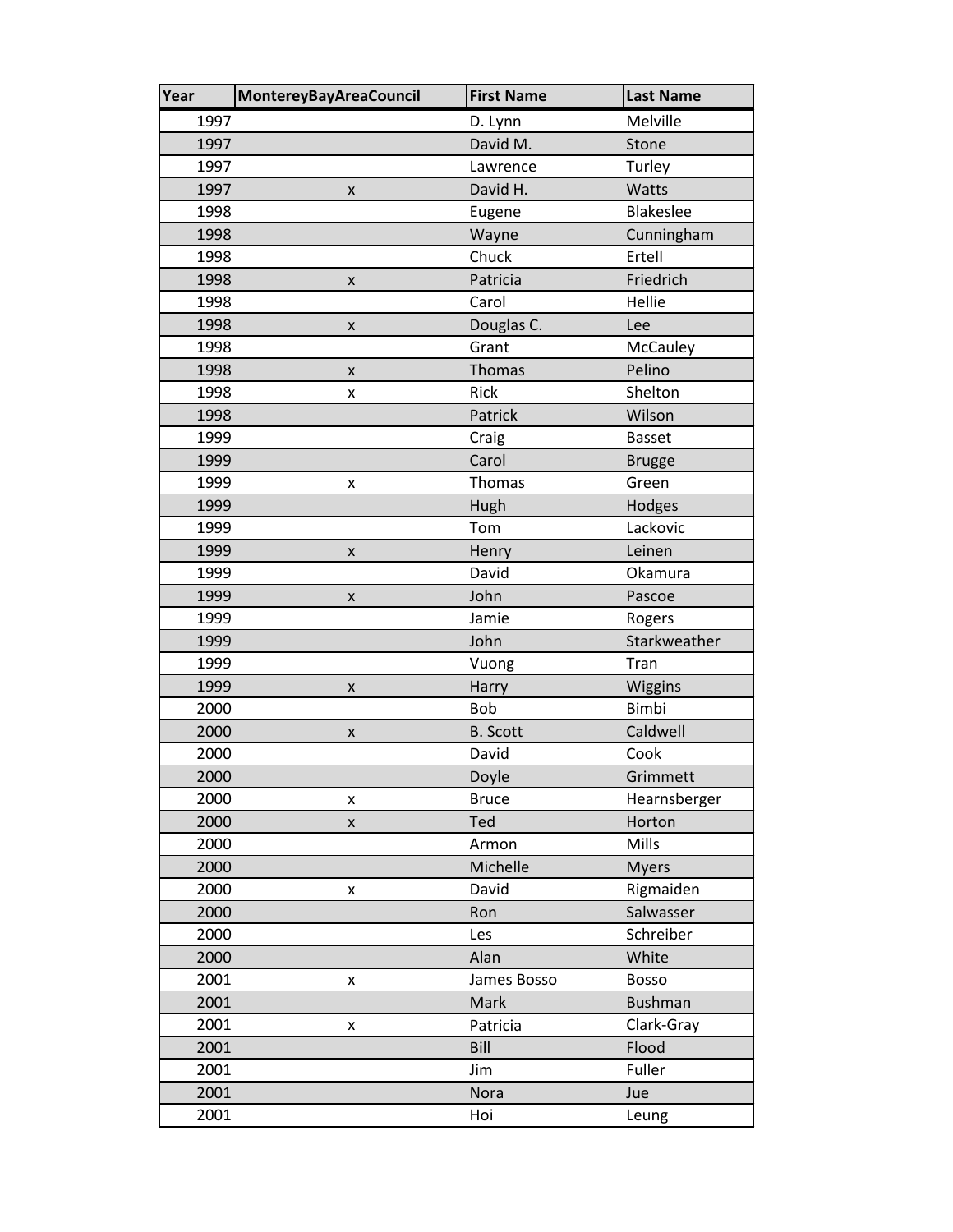| Year | MontereyBayAreaCouncil | First Name | Last Name |
|---|---|---|---|
| 1997 | | D. Lynn | Melville |
| 1997 | | David M. | Stone |
| 1997 | | Lawrence | Turley |
| 1997 | x | David H. | Watts |
| 1998 | | Eugene | Blakeslee |
| 1998 | | Wayne | Cunningham |
| 1998 | | Chuck | Ertell |
| 1998 | x | Patricia | Friedrich |
| 1998 | | Carol | Hellie |
| 1998 | x | Douglas C. | Lee |
| 1998 | | Grant | McCauley |
| 1998 | x | Thomas | Pelino |
| 1998 | x | Rick | Shelton |
| 1998 | | Patrick | Wilson |
| 1999 | | Craig | Basset |
| 1999 | | Carol | Brugge |
| 1999 | x | Thomas | Green |
| 1999 | | Hugh | Hodges |
| 1999 | | Tom | Lackovic |
| 1999 | x | Henry | Leinen |
| 1999 | | David | Okamura |
| 1999 | x | John | Pascoe |
| 1999 | | Jamie | Rogers |
| 1999 | | John | Starkweather |
| 1999 | | Vuong | Tran |
| 1999 | x | Harry | Wiggins |
| 2000 | | Bob | Bimbi |
| 2000 | x | B. Scott | Caldwell |
| 2000 | | David | Cook |
| 2000 | | Doyle | Grimmett |
| 2000 | x | Bruce | Hearnsberger |
| 2000 | x | Ted | Horton |
| 2000 | | Armon | Mills |
| 2000 | | Michelle | Myers |
| 2000 | x | David | Rigmaiden |
| 2000 | | Ron | Salwasser |
| 2000 | | Les | Schreiber |
| 2000 | | Alan | White |
| 2001 | x | James Bosso | Bosso |
| 2001 | | Mark | Bushman |
| 2001 | x | Patricia | Clark-Gray |
| 2001 | | Bill | Flood |
| 2001 | | Jim | Fuller |
| 2001 | | Nora | Jue |
| 2001 | | Hoi | Leung |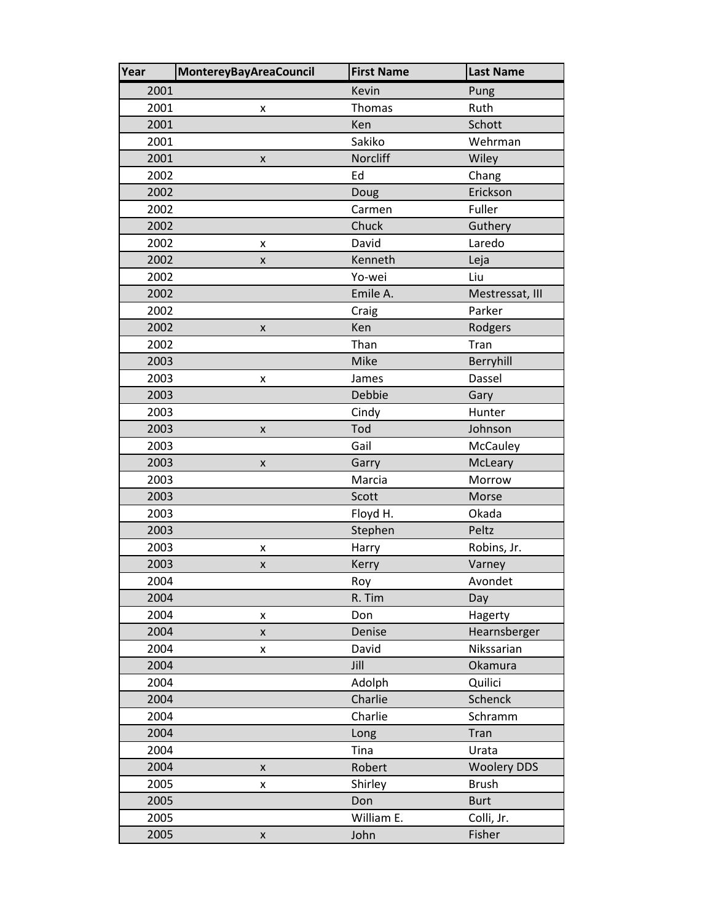| Year | MontereyBayAreaCouncil | First Name | Last Name |
| --- | --- | --- | --- |
| 2001 | | Kevin | Pung |
| 2001 | x | Thomas | Ruth |
| 2001 | | Ken | Schott |
| 2001 | | Sakiko | Wehrman |
| 2001 | x | Norcliff | Wiley |
| 2002 | | Ed | Chang |
| 2002 | | Doug | Erickson |
| 2002 | | Carmen | Fuller |
| 2002 | | Chuck | Guthery |
| 2002 | x | David | Laredo |
| 2002 | x | Kenneth | Leja |
| 2002 | | Yo-wei | Liu |
| 2002 | | Emile A. | Mestressat, III |
| 2002 | | Craig | Parker |
| 2002 | x | Ken | Rodgers |
| 2002 | | Than | Tran |
| 2003 | | Mike | Berryhill |
| 2003 | x | James | Dassel |
| 2003 | | Debbie | Gary |
| 2003 | | Cindy | Hunter |
| 2003 | x | Tod | Johnson |
| 2003 | | Gail | McCauley |
| 2003 | x | Garry | McLeary |
| 2003 | | Marcia | Morrow |
| 2003 | | Scott | Morse |
| 2003 | | Floyd H. | Okada |
| 2003 | | Stephen | Peltz |
| 2003 | x | Harry | Robins, Jr. |
| 2003 | x | Kerry | Varney |
| 2004 | | Roy | Avondet |
| 2004 | | R. Tim | Day |
| 2004 | x | Don | Hagerty |
| 2004 | x | Denise | Hearnsberger |
| 2004 | x | David | Nikssarian |
| 2004 | | Jill | Okamura |
| 2004 | | Adolph | Quilici |
| 2004 | | Charlie | Schenck |
| 2004 | | Charlie | Schramm |
| 2004 | | Long | Tran |
| 2004 | | Tina | Urata |
| 2004 | x | Robert | Woolery DDS |
| 2005 | x | Shirley | Brush |
| 2005 | | Don | Burt |
| 2005 | | William E. | Colli, Jr. |
| 2005 | x | John | Fisher |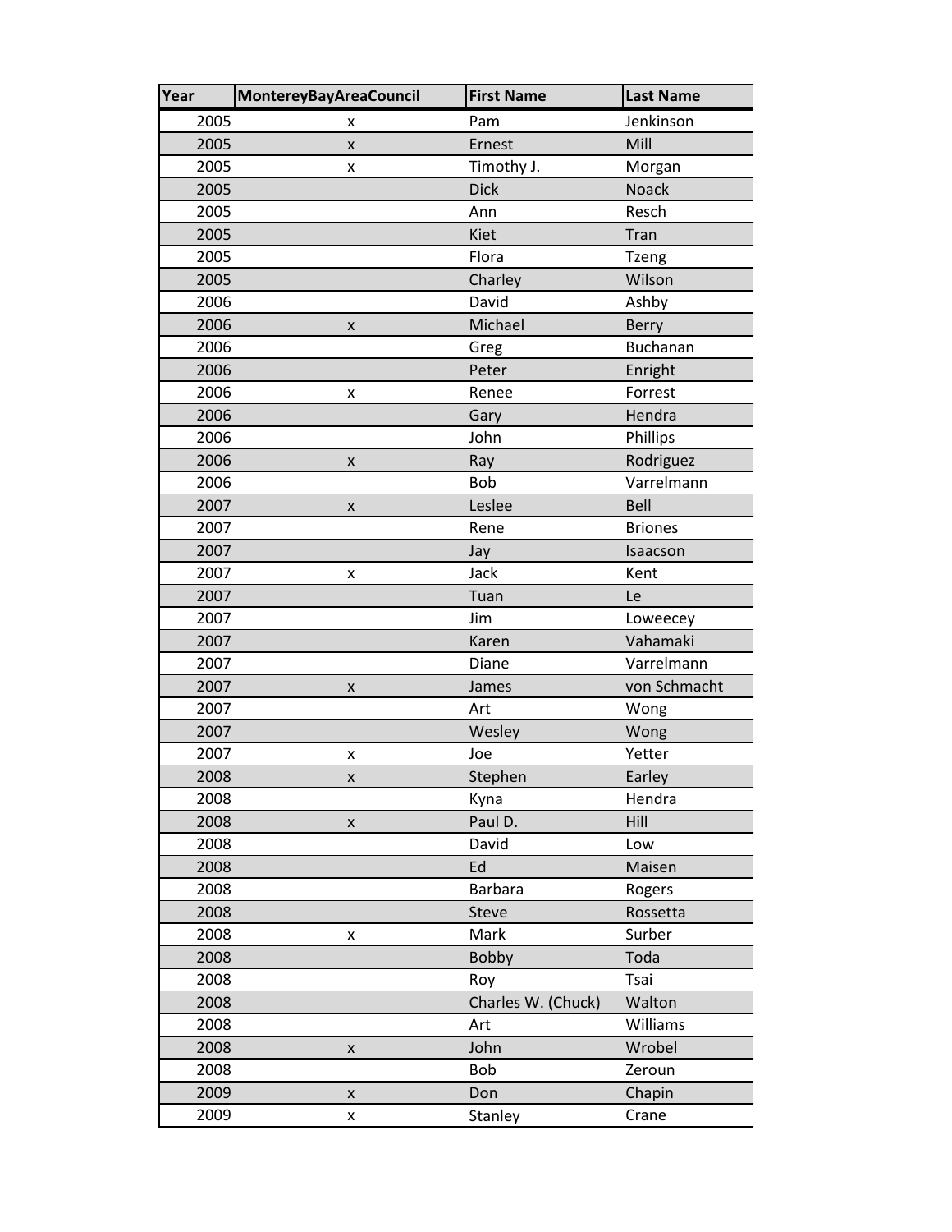| Year | MontereyBayAreaCouncil | First Name | Last Name |
|---|---|---|---|
| 2005 | x | Pam | Jenkinson |
| 2005 | x | Ernest | Mill |
| 2005 | x | Timothy J. | Morgan |
| 2005 | | Dick | Noack |
| 2005 | | Ann | Resch |
| 2005 | | Kiet | Tran |
| 2005 | | Flora | Tzeng |
| 2005 | | Charley | Wilson |
| 2006 | | David | Ashby |
| 2006 | x | Michael | Berry |
| 2006 | | Greg | Buchanan |
| 2006 | | Peter | Enright |
| 2006 | x | Renee | Forrest |
| 2006 | | Gary | Hendra |
| 2006 | | John | Phillips |
| 2006 | x | Ray | Rodriguez |
| 2006 | | Bob | Varrelmann |
| 2007 | x | Leslee | Bell |
| 2007 | | Rene | Briones |
| 2007 | | Jay | Isaacson |
| 2007 | x | Jack | Kent |
| 2007 | | Tuan | Le |
| 2007 | | Jim | Loweecey |
| 2007 | | Karen | Vahamaki |
| 2007 | | Diane | Varrelmann |
| 2007 | x | James | von Schmacht |
| 2007 | | Art | Wong |
| 2007 | | Wesley | Wong |
| 2007 | x | Joe | Yetter |
| 2008 | x | Stephen | Earley |
| 2008 | | Kyna | Hendra |
| 2008 | x | Paul D. | Hill |
| 2008 | | David | Low |
| 2008 | | Ed | Maisen |
| 2008 | | Barbara | Rogers |
| 2008 | | Steve | Rossetta |
| 2008 | x | Mark | Surber |
| 2008 | | Bobby | Toda |
| 2008 | | Roy | Tsai |
| 2008 | | Charles W. (Chuck) | Walton |
| 2008 | | Art | Williams |
| 2008 | x | John | Wrobel |
| 2008 | | Bob | Zeroun |
| 2009 | x | Don | Chapin |
| 2009 | x | Stanley | Crane |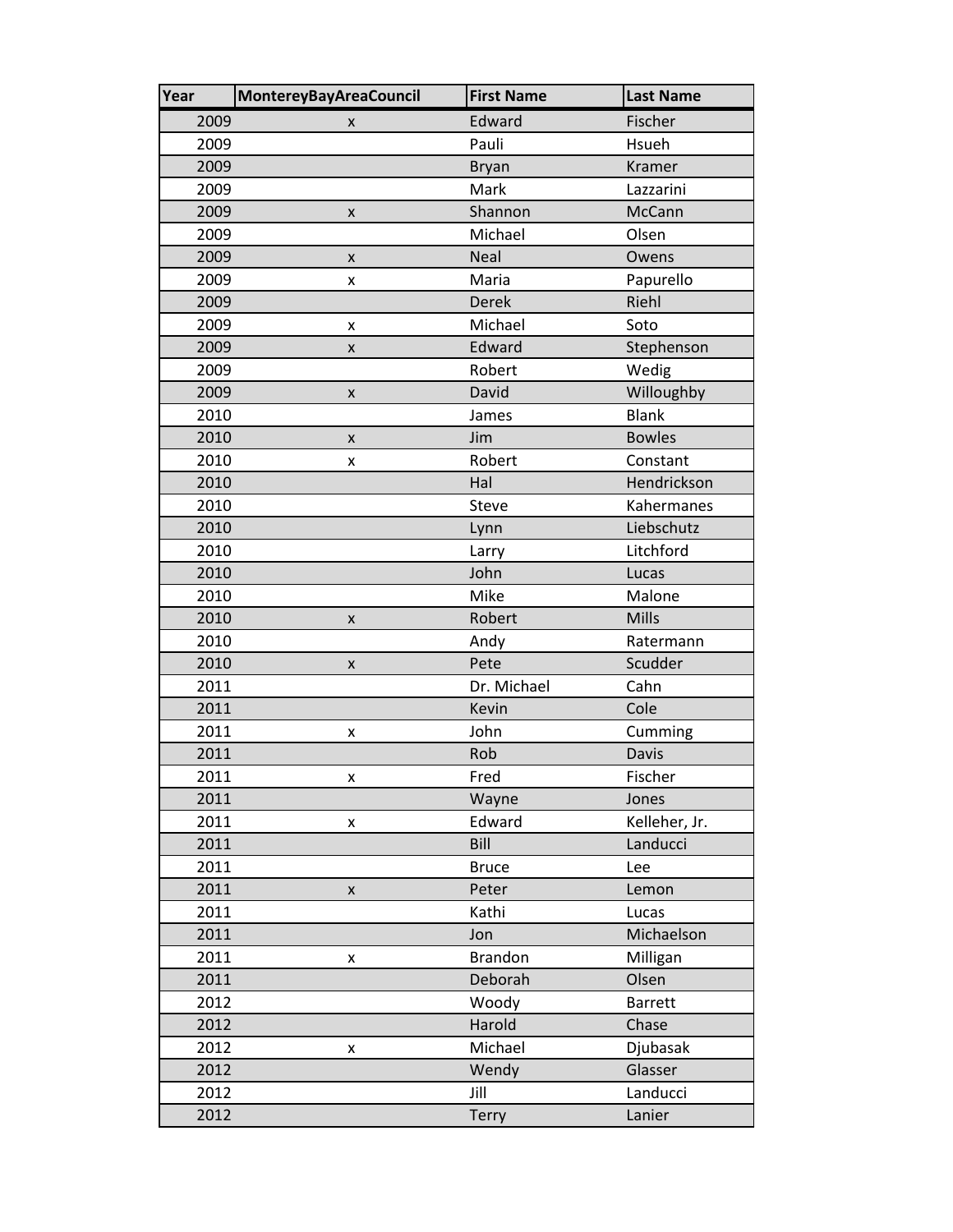| Year | MontereyBayAreaCouncil | First Name | Last Name |
|---|---|---|---|
| 2009 | x | Edward | Fischer |
| 2009 | | Pauli | Hsueh |
| 2009 | | Bryan | Kramer |
| 2009 | | Mark | Lazzarini |
| 2009 | x | Shannon | McCann |
| 2009 | | Michael | Olsen |
| 2009 | x | Neal | Owens |
| 2009 | x | Maria | Papurello |
| 2009 | | Derek | Riehl |
| 2009 | x | Michael | Soto |
| 2009 | x | Edward | Stephenson |
| 2009 | | Robert | Wedig |
| 2009 | x | David | Willoughby |
| 2010 | | James | Blank |
| 2010 | x | Jim | Bowles |
| 2010 | x | Robert | Constant |
| 2010 | | Hal | Hendrickson |
| 2010 | | Steve | Kahermanes |
| 2010 | | Lynn | Liebschutz |
| 2010 | | Larry | Litchford |
| 2010 | | John | Lucas |
| 2010 | | Mike | Malone |
| 2010 | x | Robert | Mills |
| 2010 | | Andy | Ratermann |
| 2010 | x | Pete | Scudder |
| 2011 | | Dr. Michael | Cahn |
| 2011 | | Kevin | Cole |
| 2011 | x | John | Cumming |
| 2011 | | Rob | Davis |
| 2011 | x | Fred | Fischer |
| 2011 | | Wayne | Jones |
| 2011 | x | Edward | Kelleher, Jr. |
| 2011 | | Bill | Landucci |
| 2011 | | Bruce | Lee |
| 2011 | x | Peter | Lemon |
| 2011 | | Kathi | Lucas |
| 2011 | | Jon | Michaelson |
| 2011 | x | Brandon | Milligan |
| 2011 | | Deborah | Olsen |
| 2012 | | Woody | Barrett |
| 2012 | | Harold | Chase |
| 2012 | x | Michael | Djubasak |
| 2012 | | Wendy | Glasser |
| 2012 | | Jill | Landucci |
| 2012 | | Terry | Lanier |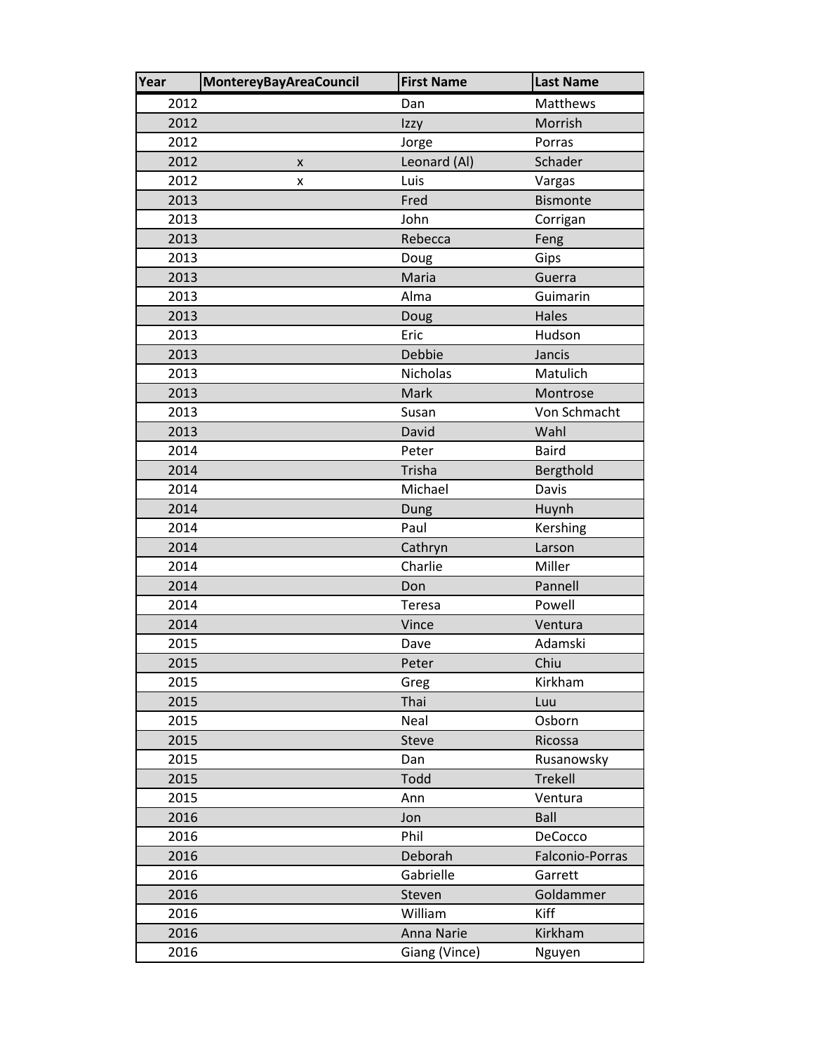| Year | MontereyBayAreaCouncil | First Name | Last Name |
|---|---|---|---|
| 2012 | | Dan | Matthews |
| 2012 | | Izzy | Morrish |
| 2012 | | Jorge | Porras |
| 2012 | x | Leonard (Al) | Schader |
| 2012 | x | Luis | Vargas |
| 2013 | | Fred | Bismonte |
| 2013 | | John | Corrigan |
| 2013 | | Rebecca | Feng |
| 2013 | | Doug | Gips |
| 2013 | | Maria | Guerra |
| 2013 | | Alma | Guimarin |
| 2013 | | Doug | Hales |
| 2013 | | Eric | Hudson |
| 2013 | | Debbie | Jancis |
| 2013 | | Nicholas | Matulich |
| 2013 | | Mark | Montrose |
| 2013 | | Susan | Von Schmacht |
| 2013 | | David | Wahl |
| 2014 | | Peter | Baird |
| 2014 | | Trisha | Bergthold |
| 2014 | | Michael | Davis |
| 2014 | | Dung | Huynh |
| 2014 | | Paul | Kershing |
| 2014 | | Cathryn | Larson |
| 2014 | | Charlie | Miller |
| 2014 | | Don | Pannell |
| 2014 | | Teresa | Powell |
| 2014 | | Vince | Ventura |
| 2015 | | Dave | Adamski |
| 2015 | | Peter | Chiu |
| 2015 | | Greg | Kirkham |
| 2015 | | Thai | Luu |
| 2015 | | Neal | Osborn |
| 2015 | | Steve | Ricossa |
| 2015 | | Dan | Rusanowsky |
| 2015 | | Todd | Trekell |
| 2015 | | Ann | Ventura |
| 2016 | | Jon | Ball |
| 2016 | | Phil | DeCocco |
| 2016 | | Deborah | Falconio-Porras |
| 2016 | | Gabrielle | Garrett |
| 2016 | | Steven | Goldammer |
| 2016 | | William | Kiff |
| 2016 | | Anna Narie | Kirkham |
| 2016 | | Giang (Vince) | Nguyen |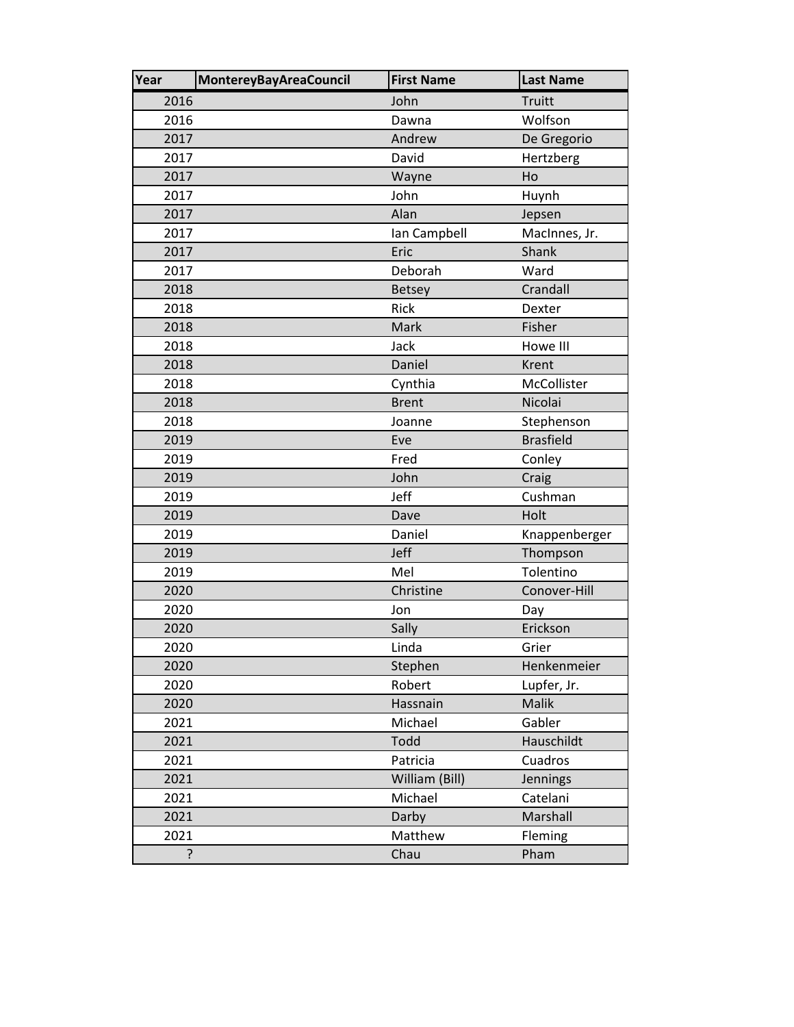| Year | MontereyBayAreaCouncil | First Name | Last Name |
|---|---|---|---|
| 2016 | | John | Truitt |
| 2016 | | Dawna | Wolfson |
| 2017 | | Andrew | De Gregorio |
| 2017 | | David | Hertzberg |
| 2017 | | Wayne | Ho |
| 2017 | | John | Huynh |
| 2017 | | Alan | Jepsen |
| 2017 | | Ian Campbell | MacInnes, Jr. |
| 2017 | | Eric | Shank |
| 2017 | | Deborah | Ward |
| 2018 | | Betsey | Crandall |
| 2018 | | Rick | Dexter |
| 2018 | | Mark | Fisher |
| 2018 | | Jack | Howe III |
| 2018 | | Daniel | Krent |
| 2018 | | Cynthia | McCollister |
| 2018 | | Brent | Nicolai |
| 2018 | | Joanne | Stephenson |
| 2019 | | Eve | Brasfield |
| 2019 | | Fred | Conley |
| 2019 | | John | Craig |
| 2019 | | Jeff | Cushman |
| 2019 | | Dave | Holt |
| 2019 | | Daniel | Knappenberger |
| 2019 | | Jeff | Thompson |
| 2019 | | Mel | Tolentino |
| 2020 | | Christine | Conover-Hill |
| 2020 | | Jon | Day |
| 2020 | | Sally | Erickson |
| 2020 | | Linda | Grier |
| 2020 | | Stephen | Henkenmeier |
| 2020 | | Robert | Lupfer, Jr. |
| 2020 | | Hassnain | Malik |
| 2021 | | Michael | Gabler |
| 2021 | | Todd | Hauschildt |
| 2021 | | Patricia | Cuadros |
| 2021 | | William (Bill) | Jennings |
| 2021 | | Michael | Catelani |
| 2021 | | Darby | Marshall |
| 2021 | | Matthew | Fleming |
| ? | | Chau | Pham |